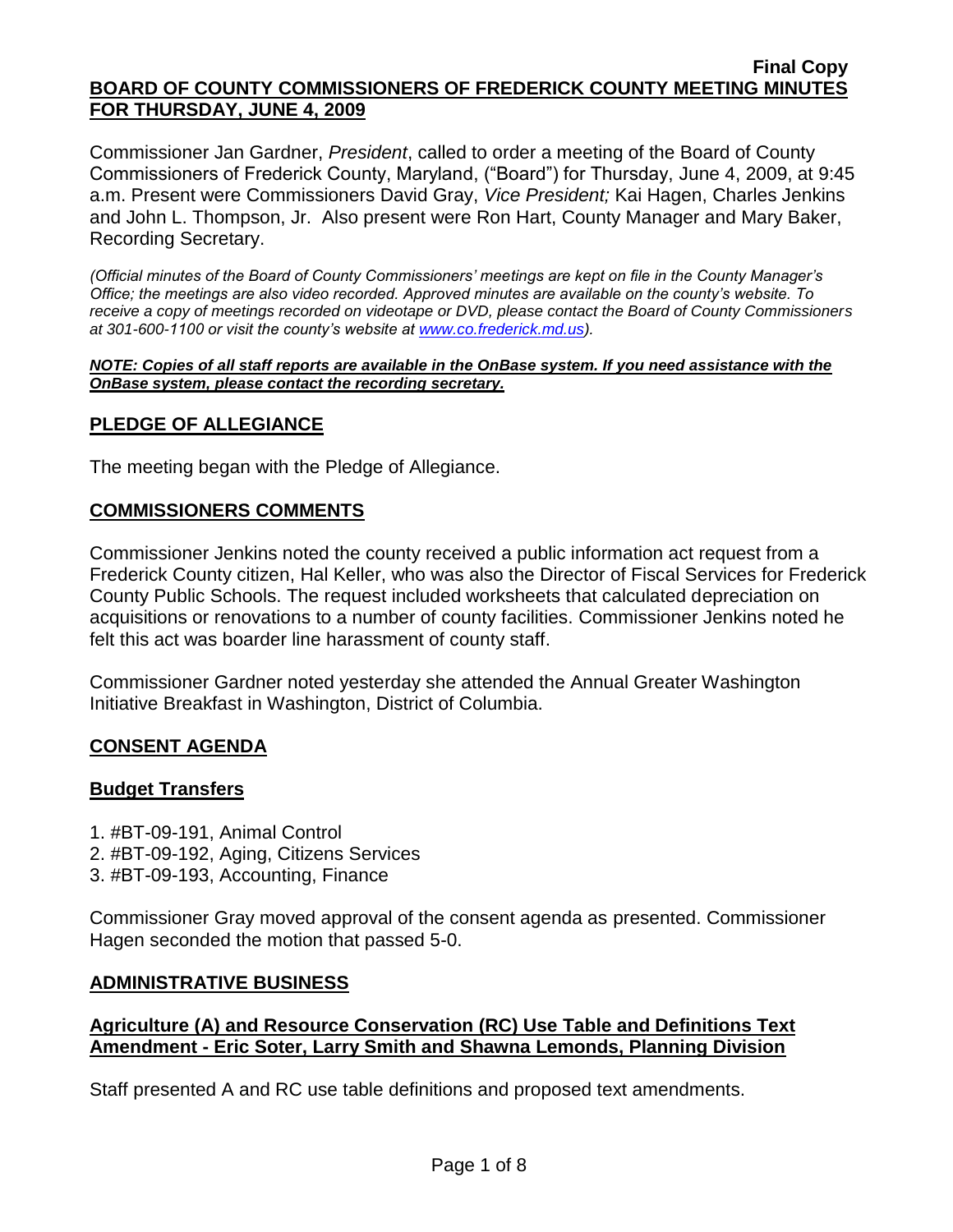**Final Copy**

# BOARD OF COUNTY COMMISSIONERS OF FREDERICK COUNTY MEETING MINUTES FOR THURSDAY, JUNE 4, 2009

Commissioner Jan Gardner, *President*, called to order a meeting of the Board of County Commissioners of Frederick County, Maryland, ("Board") for Thursday, June 4, 2009, at 9:45 a.m. Present were Commissioners David Gray, *Vice President;* Kai Hagen, Charles Jenkins and John L. Thompson, Jr. Also present were Ron Hart, County Manager and Mary Baker, Recording Secretary.

*(Official minutes of the Board of County Commissioners' meetings are kept on file in the County Manager's Office; the meetings are also video recorded. Approved minutes are available on the county's website. To receive a copy of meetings recorded on videotape or DVD, please contact the Board of County Commissioners at 301-600-1100 or visit the county's website at www.co.frederick.md.us).*

***NOTE: Copies of all staff reports are available in the OnBase system. If you need assistance with the OnBase system, please contact the recording secretary.***

## PLEDGE OF ALLEGIANCE

The meeting began with the Pledge of Allegiance.

## COMMISSIONERS COMMENTS

Commissioner Jenkins noted the county received a public information act request from a Frederick County citizen, Hal Keller, who was also the Director of Fiscal Services for Frederick County Public Schools. The request included worksheets that calculated depreciation on acquisitions or renovations to a number of county facilities. Commissioner Jenkins noted he felt this act was boarder line harassment of county staff.

Commissioner Gardner noted yesterday she attended the Annual Greater Washington Initiative Breakfast in Washington, District of Columbia.

## CONSENT AGENDA

### Budget Transfers

1. #BT-09-191, Animal Control
2. #BT-09-192, Aging, Citizens Services
3. #BT-09-193, Accounting, Finance

Commissioner Gray moved approval of the consent agenda as presented. Commissioner Hagen seconded the motion that passed 5-0.

## ADMINISTRATIVE BUSINESS

### Agriculture (A) and Resource Conservation (RC) Use Table and Definitions Text Amendment - Eric Soter, Larry Smith and Shawna Lemonds, Planning Division

Staff presented A and RC use table definitions and proposed text amendments.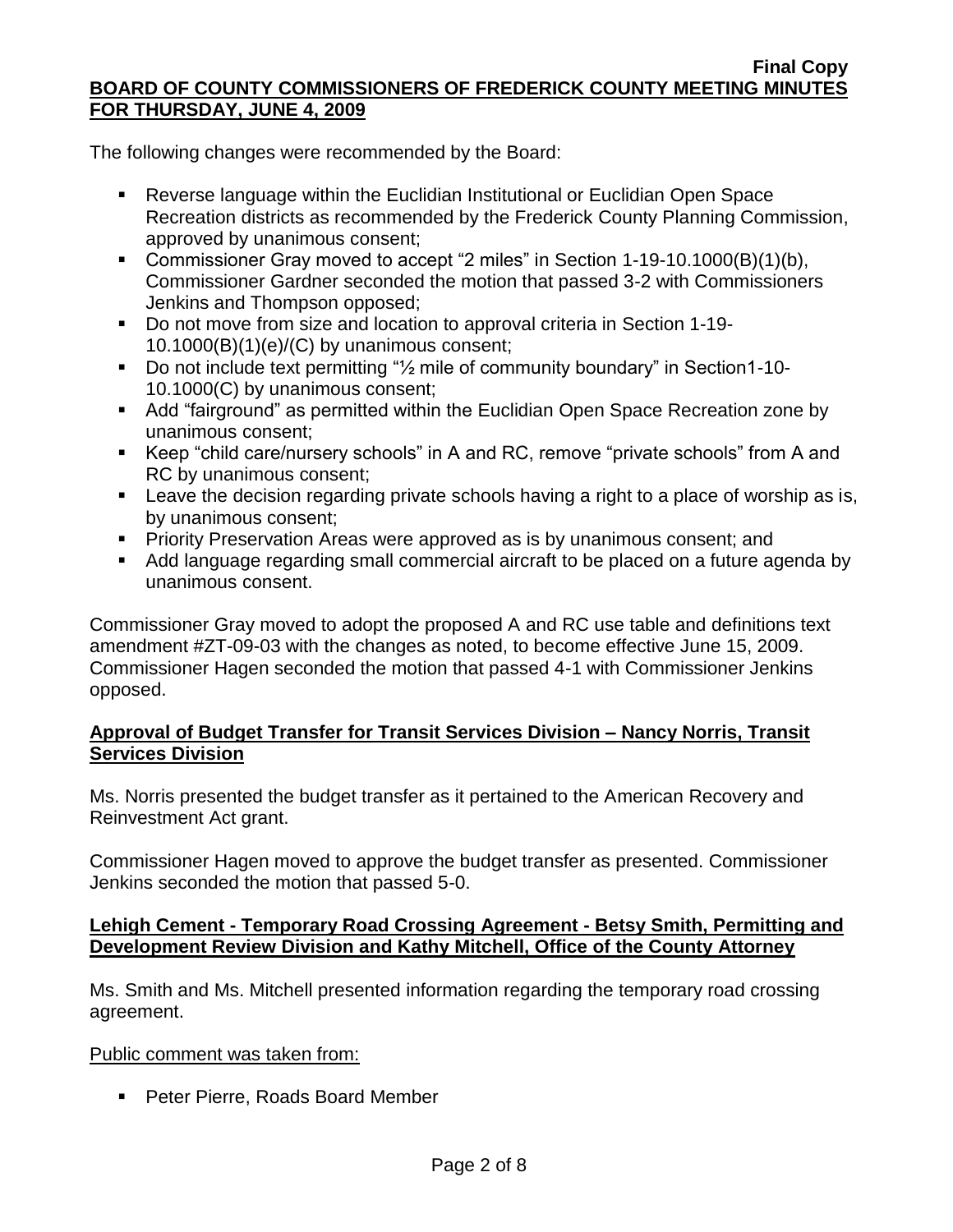The following changes were recommended by the Board:

- Reverse language within the Euclidian Institutional or Euclidian Open Space Recreation districts as recommended by the Frederick County Planning Commission, approved by unanimous consent;
- Commissioner Gray moved to accept "2 miles" in Section 1-19-10.1000(B)(1)(b), Commissioner Gardner seconded the motion that passed 3-2 with Commissioners Jenkins and Thompson opposed;
- Do not move from size and location to approval criteria in Section 1-19-10.1000(B)(1)(e)/(C) by unanimous consent;
- Do not include text permitting "½ mile of community boundary" in Section1-10-10.1000(C) by unanimous consent;
- Add "fairground" as permitted within the Euclidian Open Space Recreation zone by unanimous consent;
- Keep "child care/nursery schools" in A and RC, remove "private schools" from A and RC by unanimous consent;
- Leave the decision regarding private schools having a right to a place of worship as is, by unanimous consent;
- Priority Preservation Areas were approved as is by unanimous consent; and
- Add language regarding small commercial aircraft to be placed on a future agenda by unanimous consent.

Commissioner Gray moved to adopt the proposed A and RC use table and definitions text amendment #ZT-09-03 with the changes as noted, to become effective June 15, 2009. Commissioner Hagen seconded the motion that passed 4-1 with Commissioner Jenkins opposed.

## **Approval of Budget Transfer for Transit Services Division – Nancy Norris, Transit Services Division**

Ms. Norris presented the budget transfer as it pertained to the American Recovery and Reinvestment Act grant.

Commissioner Hagen moved to approve the budget transfer as presented. Commissioner Jenkins seconded the motion that passed 5-0.

## **Lehigh Cement - Temporary Road Crossing Agreement - Betsy Smith, Permitting and Development Review Division and Kathy Mitchell, Office of the County Attorney**

Ms. Smith and Ms. Mitchell presented information regarding the temporary road crossing agreement.

Public comment was taken from:

- Peter Pierre, Roads Board Member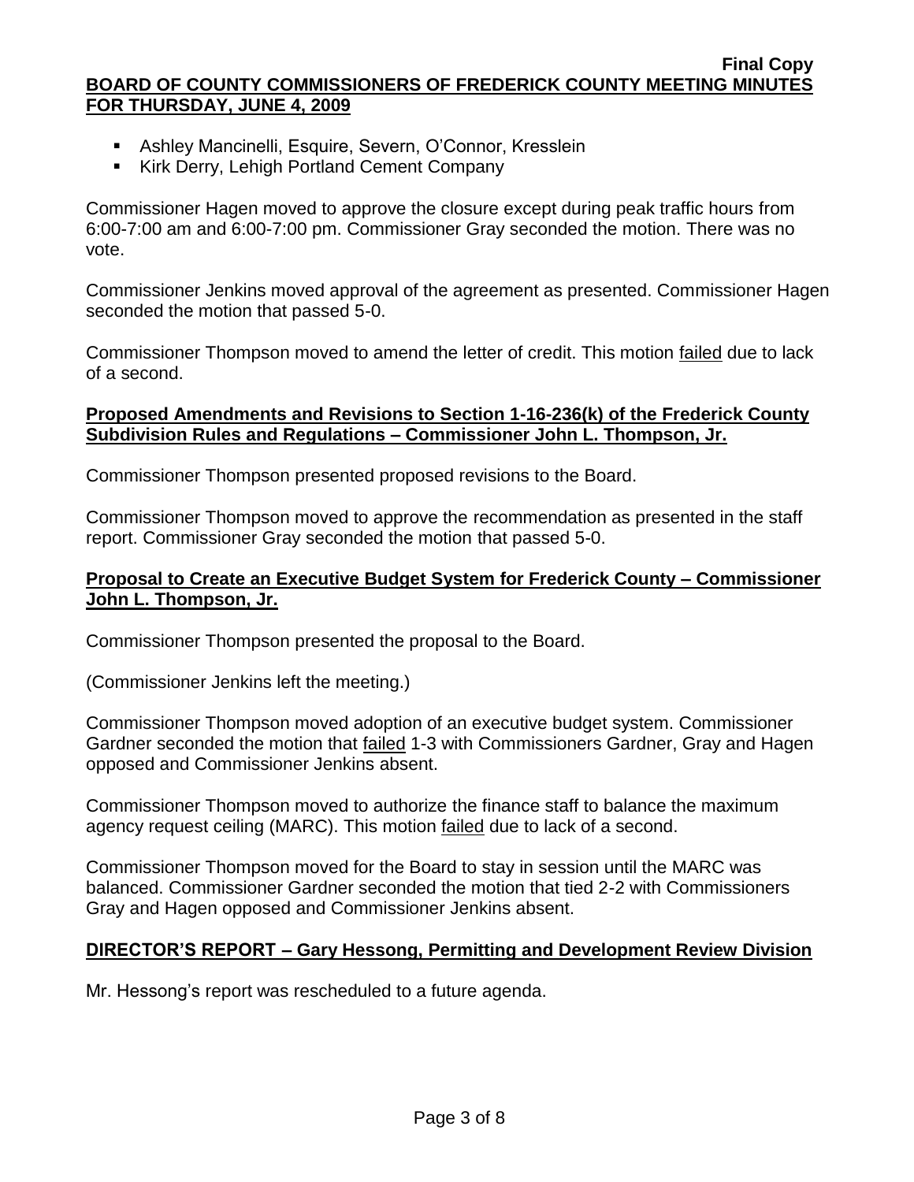- Ashley Mancinelli, Esquire, Severn, O'Connor, Kresslein
- Kirk Derry, Lehigh Portland Cement Company

Commissioner Hagen moved to approve the closure except during peak traffic hours from 6:00-7:00 am and 6:00-7:00 pm. Commissioner Gray seconded the motion. There was no vote.

Commissioner Jenkins moved approval of the agreement as presented. Commissioner Hagen seconded the motion that passed 5-0.

Commissioner Thompson moved to amend the letter of credit. This motion failed due to lack of a second.

**Proposed Amendments and Revisions to Section 1-16-236(k) of the Frederick County Subdivision Rules and Regulations – Commissioner John L. Thompson, Jr.**

Commissioner Thompson presented proposed revisions to the Board.

Commissioner Thompson moved to approve the recommendation as presented in the staff report. Commissioner Gray seconded the motion that passed 5-0.

**Proposal to Create an Executive Budget System for Frederick County – Commissioner John L. Thompson, Jr.**

Commissioner Thompson presented the proposal to the Board.

(Commissioner Jenkins left the meeting.)

Commissioner Thompson moved adoption of an executive budget system. Commissioner Gardner seconded the motion that failed 1-3 with Commissioners Gardner, Gray and Hagen opposed and Commissioner Jenkins absent.

Commissioner Thompson moved to authorize the finance staff to balance the maximum agency request ceiling (MARC). This motion failed due to lack of a second.

Commissioner Thompson moved for the Board to stay in session until the MARC was balanced. Commissioner Gardner seconded the motion that tied 2-2 with Commissioners Gray and Hagen opposed and Commissioner Jenkins absent.

**DIRECTOR'S REPORT – Gary Hessong, Permitting and Development Review Division**

Mr. Hessong's report was rescheduled to a future agenda.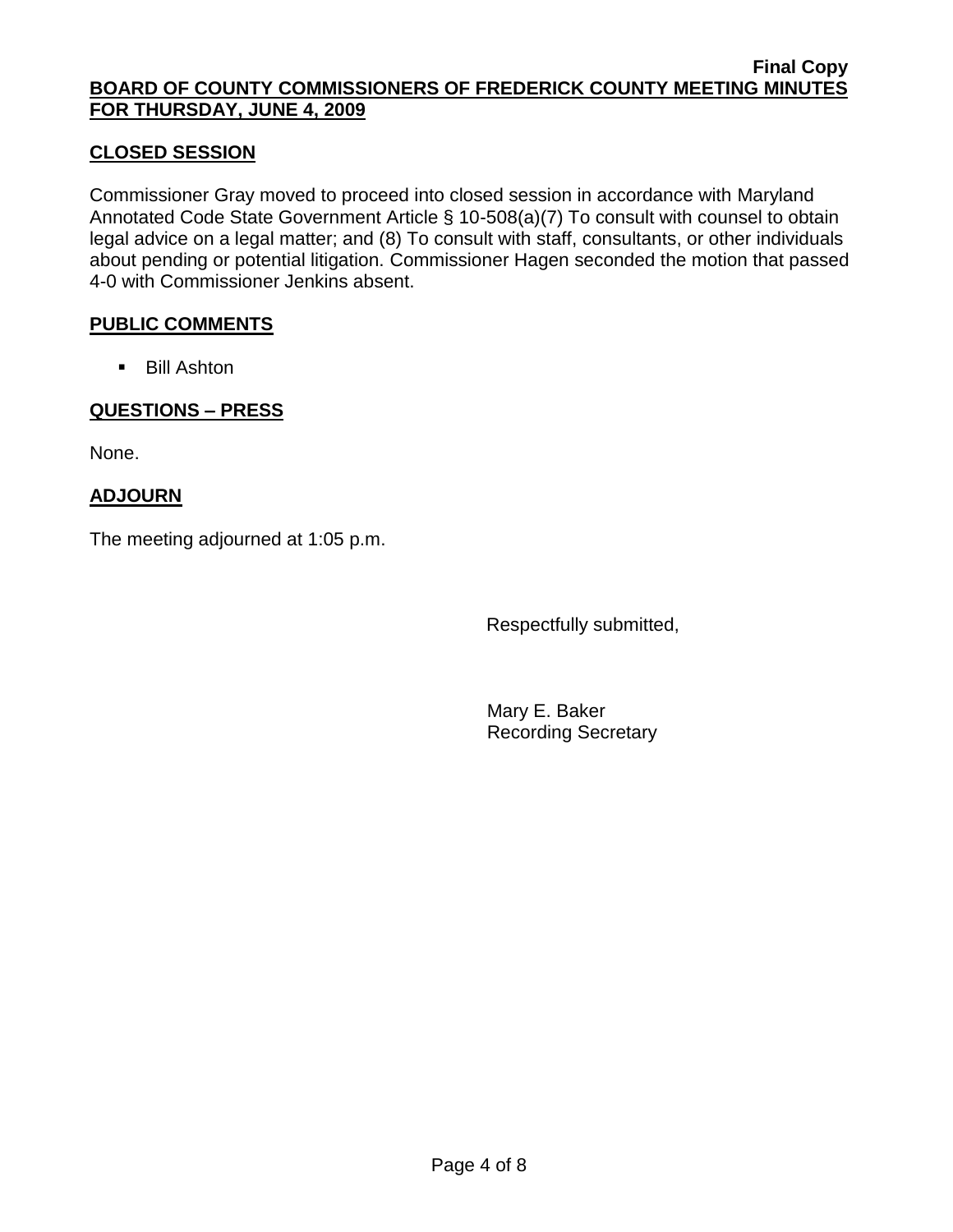**Final Copy**

**BOARD OF COUNTY COMMISSIONERS OF FREDERICK COUNTY MEETING MINUTES FOR THURSDAY, JUNE 4, 2009**

## CLOSED SESSION

Commissioner Gray moved to proceed into closed session in accordance with Maryland Annotated Code State Government Article § 10-508(a)(7) To consult with counsel to obtain legal advice on a legal matter; and (8) To consult with staff, consultants, or other individuals about pending or potential litigation. Commissioner Hagen seconded the motion that passed 4-0 with Commissioner Jenkins absent.

## PUBLIC COMMENTS

- Bill Ashton

## QUESTIONS – PRESS

None.

## ADJOURN

The meeting adjourned at 1:05 p.m.

Respectfully submitted,

Mary E. Baker
Recording Secretary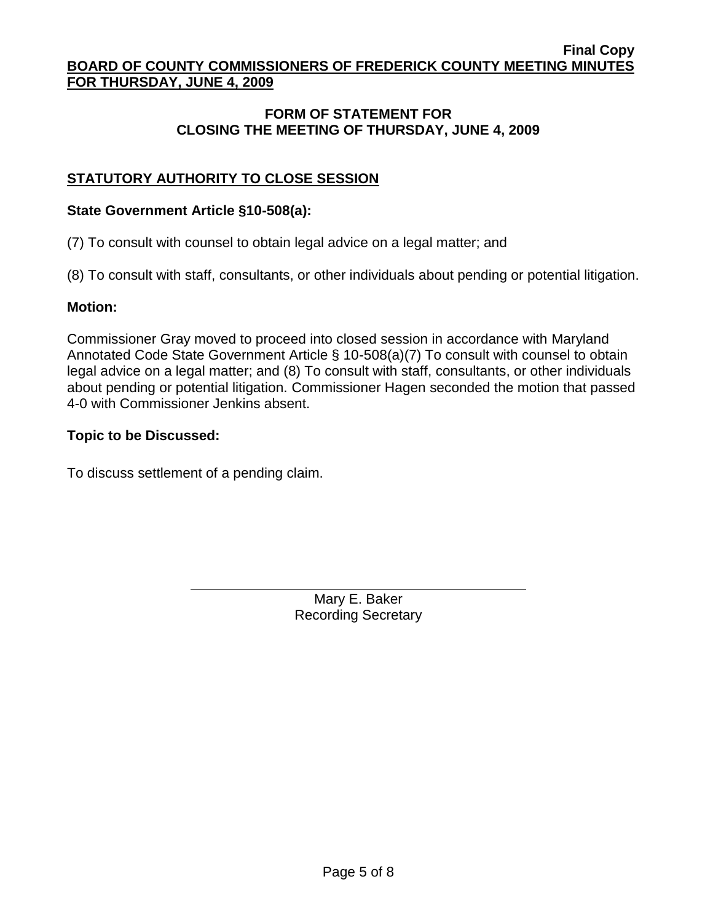**Final Copy**

**BOARD OF COUNTY COMMISSIONERS OF FREDERICK COUNTY MEETING MINUTES FOR THURSDAY, JUNE 4, 2009**

## FORM OF STATEMENT FOR CLOSING THE MEETING OF THURSDAY, JUNE 4, 2009

### STATUTORY AUTHORITY TO CLOSE SESSION

**State Government Article §10-508(a):**

(7) To consult with counsel to obtain legal advice on a legal matter; and

(8) To consult with staff, consultants, or other individuals about pending or potential litigation.

**Motion:**

Commissioner Gray moved to proceed into closed session in accordance with Maryland Annotated Code State Government Article § 10-508(a)(7) To consult with counsel to obtain legal advice on a legal matter; and (8) To consult with staff, consultants, or other individuals about pending or potential litigation. Commissioner Hagen seconded the motion that passed 4-0 with Commissioner Jenkins absent.

**Topic to be Discussed:**

To discuss settlement of a pending claim.

Mary E. Baker
Recording Secretary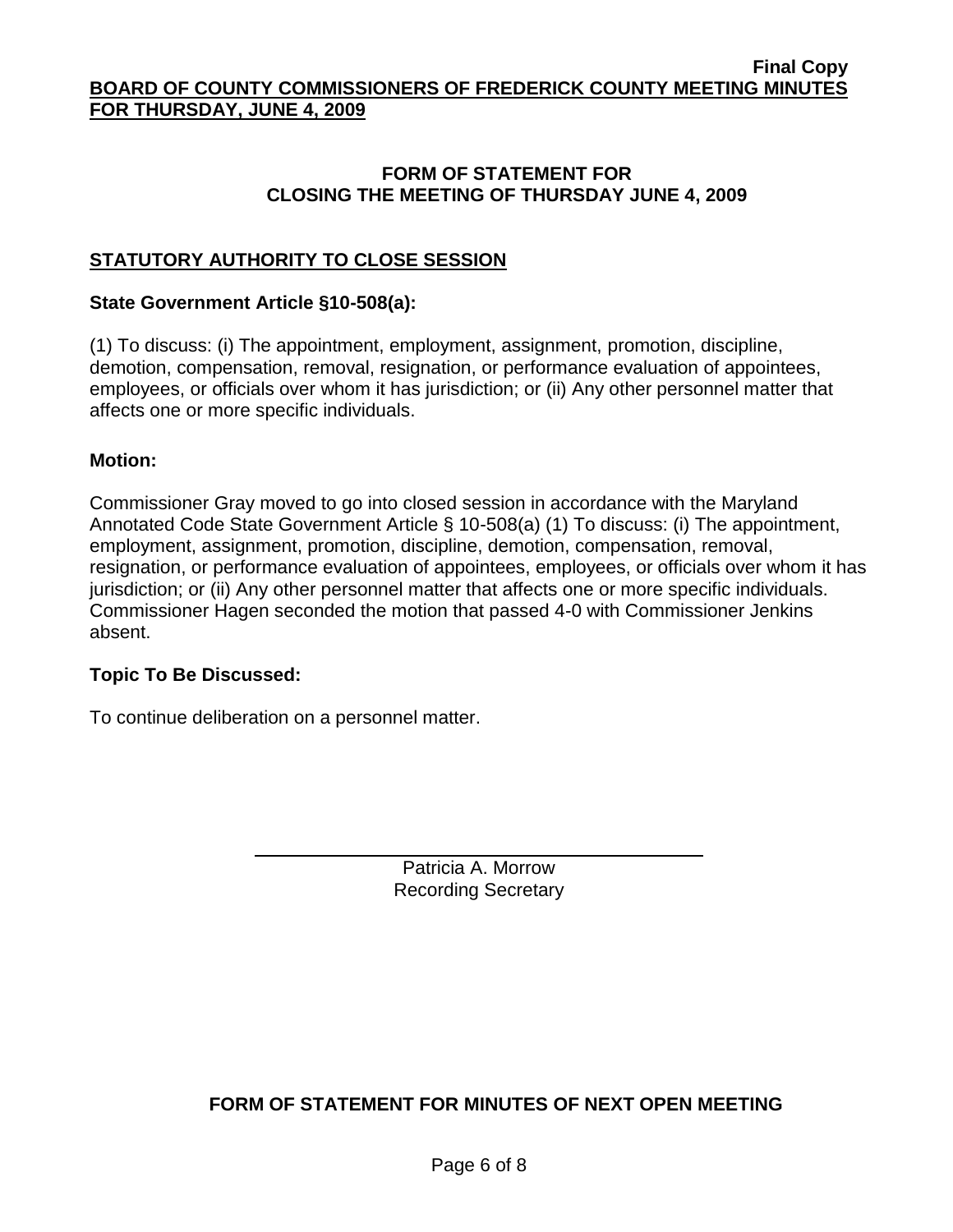### FORM OF STATEMENT FOR CLOSING THE MEETING OF THURSDAY JUNE 4, 2009

## STATUTORY AUTHORITY TO CLOSE SESSION

**State Government Article §10-508(a):**

(1) To discuss: (i) The appointment, employment, assignment, promotion, discipline, demotion, compensation, removal, resignation, or performance evaluation of appointees, employees, or officials over whom it has jurisdiction; or (ii) Any other personnel matter that affects one or more specific individuals.

**Motion:**

Commissioner Gray moved to go into closed session in accordance with the Maryland Annotated Code State Government Article § 10-508(a) (1) To discuss: (i) The appointment, employment, assignment, promotion, discipline, demotion, compensation, removal, resignation, or performance evaluation of appointees, employees, or officials over whom it has jurisdiction; or (ii) Any other personnel matter that affects one or more specific individuals. Commissioner Hagen seconded the motion that passed 4-0 with Commissioner Jenkins absent.

**Topic To Be Discussed:**

To continue deliberation on a personnel matter.

Patricia A. Morrow
Recording Secretary

### FORM OF STATEMENT FOR MINUTES OF NEXT OPEN MEETING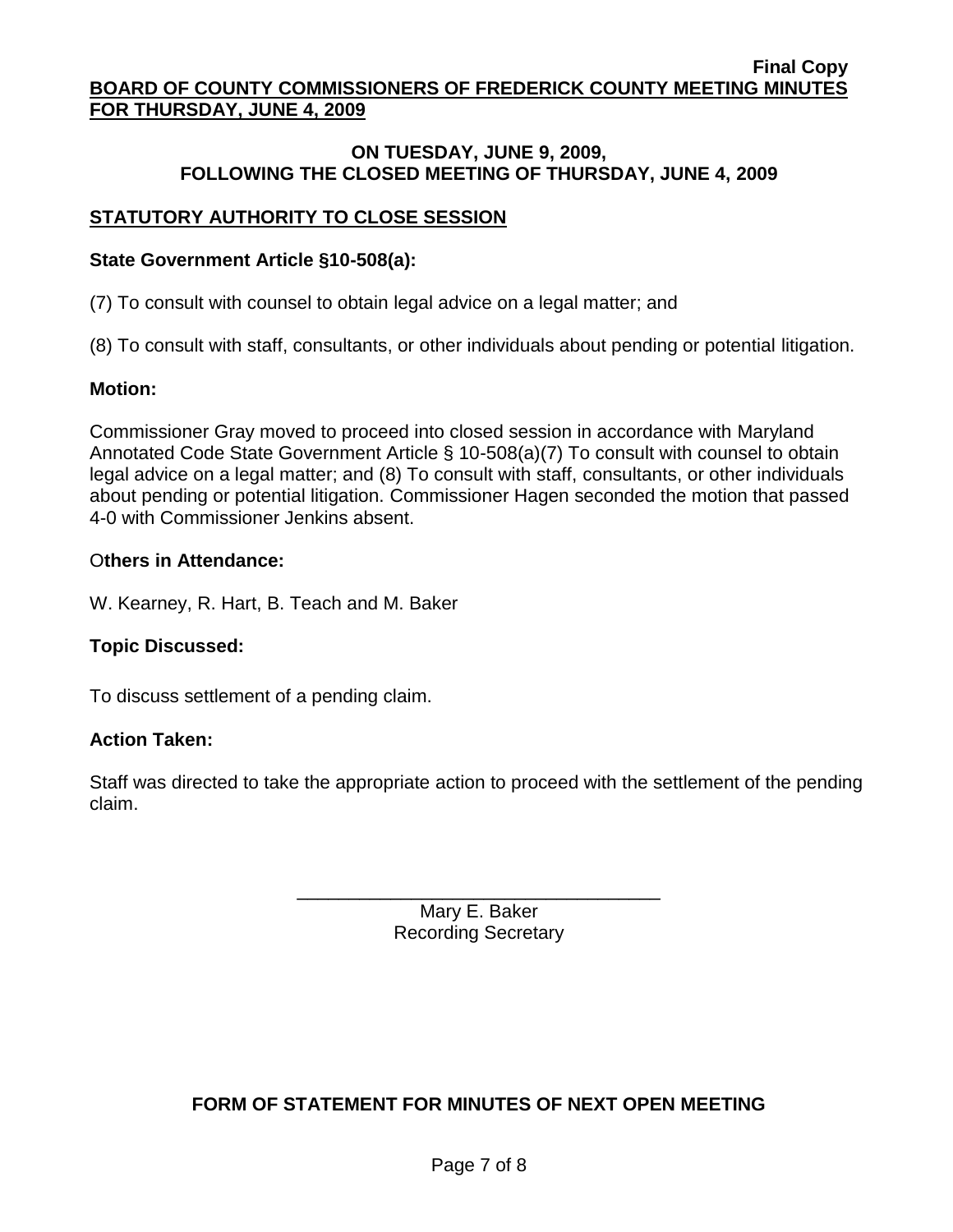**Final Copy**

**BOARD OF COUNTY COMMISSIONERS OF FREDERICK COUNTY MEETING MINUTES FOR THURSDAY, JUNE 4, 2009**

**ON TUESDAY, JUNE 9, 2009, FOLLOWING THE CLOSED MEETING OF THURSDAY, JUNE 4, 2009**

## STATUTORY AUTHORITY TO CLOSE SESSION

**State Government Article §10-508(a):**

(7) To consult with counsel to obtain legal advice on a legal matter; and

(8) To consult with staff, consultants, or other individuals about pending or potential litigation.

**Motion:**

Commissioner Gray moved to proceed into closed session in accordance with Maryland Annotated Code State Government Article § 10-508(a)(7) To consult with counsel to obtain legal advice on a legal matter; and (8) To consult with staff, consultants, or other individuals about pending or potential litigation. Commissioner Hagen seconded the motion that passed 4-0 with Commissioner Jenkins absent.

O**thers in Attendance:**

W. Kearney, R. Hart, B. Teach and M. Baker

**Topic Discussed:**

To discuss settlement of a pending claim.

**Action Taken:**

Staff was directed to take the appropriate action to proceed with the settlement of the pending claim.

\_\_\_\_\_\_\_\_\_\_\_\_\_\_\_\_\_\_\_\_\_\_\_\_\_\_\_\_\_\_\_\_\_\_\_

Mary E. Baker
Recording Secretary

**FORM OF STATEMENT FOR MINUTES OF NEXT OPEN MEETING**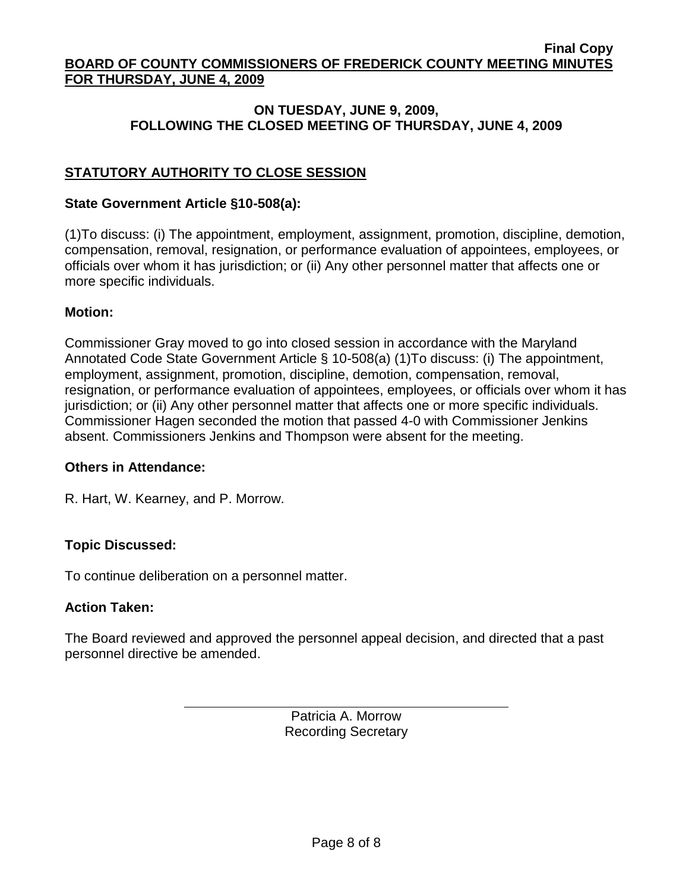**Final Copy**

**BOARD OF COUNTY COMMISSIONERS OF FREDERICK COUNTY MEETING MINUTES FOR THURSDAY, JUNE 4, 2009**

**ON TUESDAY, JUNE 9, 2009,**
**FOLLOWING THE CLOSED MEETING OF THURSDAY, JUNE 4, 2009**

## STATUTORY AUTHORITY TO CLOSE SESSION

### State Government Article §10-508(a):

(1)To discuss: (i) The appointment, employment, assignment, promotion, discipline, demotion, compensation, removal, resignation, or performance evaluation of appointees, employees, or officials over whom it has jurisdiction; or (ii) Any other personnel matter that affects one or more specific individuals.

### Motion:

Commissioner Gray moved to go into closed session in accordance with the Maryland Annotated Code State Government Article § 10-508(a) (1)To discuss: (i) The appointment, employment, assignment, promotion, discipline, demotion, compensation, removal, resignation, or performance evaluation of appointees, employees, or officials over whom it has jurisdiction; or (ii) Any other personnel matter that affects one or more specific individuals. Commissioner Hagen seconded the motion that passed 4-0 with Commissioner Jenkins absent. Commissioners Jenkins and Thompson were absent for the meeting.

### Others in Attendance:

R. Hart, W. Kearney, and P. Morrow.

### Topic Discussed:

To continue deliberation on a personnel matter.

### Action Taken:

The Board reviewed and approved the personnel appeal decision, and directed that a past personnel directive be amended.

Patricia A. Morrow
Recording Secretary